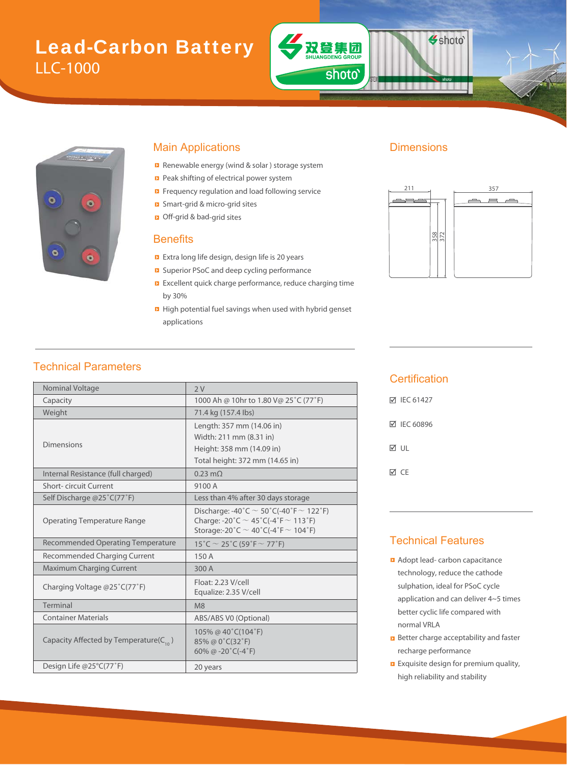# Lead-Carbon Battery

LLC-1000

## Main Applications

- Renewable energy (wind & solar ) storage system
- Peak shifting of electrical power system
- Frequency regulation and load following service
- Smart-grid & micro-grid sites
- Off-grid & bad-grid sites

## Benefits

- Extra long life design, design life is 20 years
- Superior PSoC and deep cycling performance
- Excellent quick charge performance, reduce charging time by 30%
- High potential fuel savings when used with hybrid genset applications

## Dimensions

211 / 357 / 358 / 372

## Technical Parameters

| Nominal Voltage | 2 V |
|---|---|
| Capacity | 1000 Ah @ 10hr to 1.80 V@ 25˚C (77˚F) |
| Weight | 71.4 kg (157.4 lbs) |
| Dimensions | Length: 357 mm (14.06 in)<br>Width: 211 mm (8.31 in)<br>Height: 358 mm (14.09 in)<br>Total height: 372 mm (14.65 in) |
| Internal Resistance (full charged) | 0.23 mΩ |
| Short- circuit Current | 9100 A |
| Self Discharge @25˚C(77˚F) | Less than 4% after 30 days storage |
| Operating Temperature Range | Discharge: -40˚C ~ 50˚C(-40˚F ~ 122˚F)<br>Charge: -20˚C ~ 45˚C(-4˚F ~ 113˚F)<br>Storage:-20˚C ~ 40˚C(-4˚F ~ 104˚F) |
| Recommended Operating Temperature | 15˚C ~ 25˚C (59˚F ~ 77˚F) |
| Recommended Charging Current | 150 A |
| Maximum Charging Current | 300 A |
| Charging Voltage @25˚C(77˚F) | Float: 2.23 V/cell<br>Equalize: 2.35 V/cell |
| Terminal | M8 |
| Container Materials | ABS/ABS V0 (Optional) |
| Capacity Affected by Temperature($C_{10}$ ) | 105% @ 40˚C(104˚F)<br>85% @ 0˚C(32˚F)<br>60% @ -20˚C(-4˚F) |
| Design Life @25°C(77˚F) | 20 years |

## Certification

- ☑ IEC 61427
- ☑ IEC 60896
- ☑ UL
- ☑ CE

## Technical Features

- Adopt lead- carbon capacitance technology, reduce the cathode sulphation, ideal for PSoC cycle application and can deliver 4~5 times better cyclic life compared with normal VRLA
- Better charge acceptability and faster recharge performance
- Exquisite design for premium quality, high reliability and stability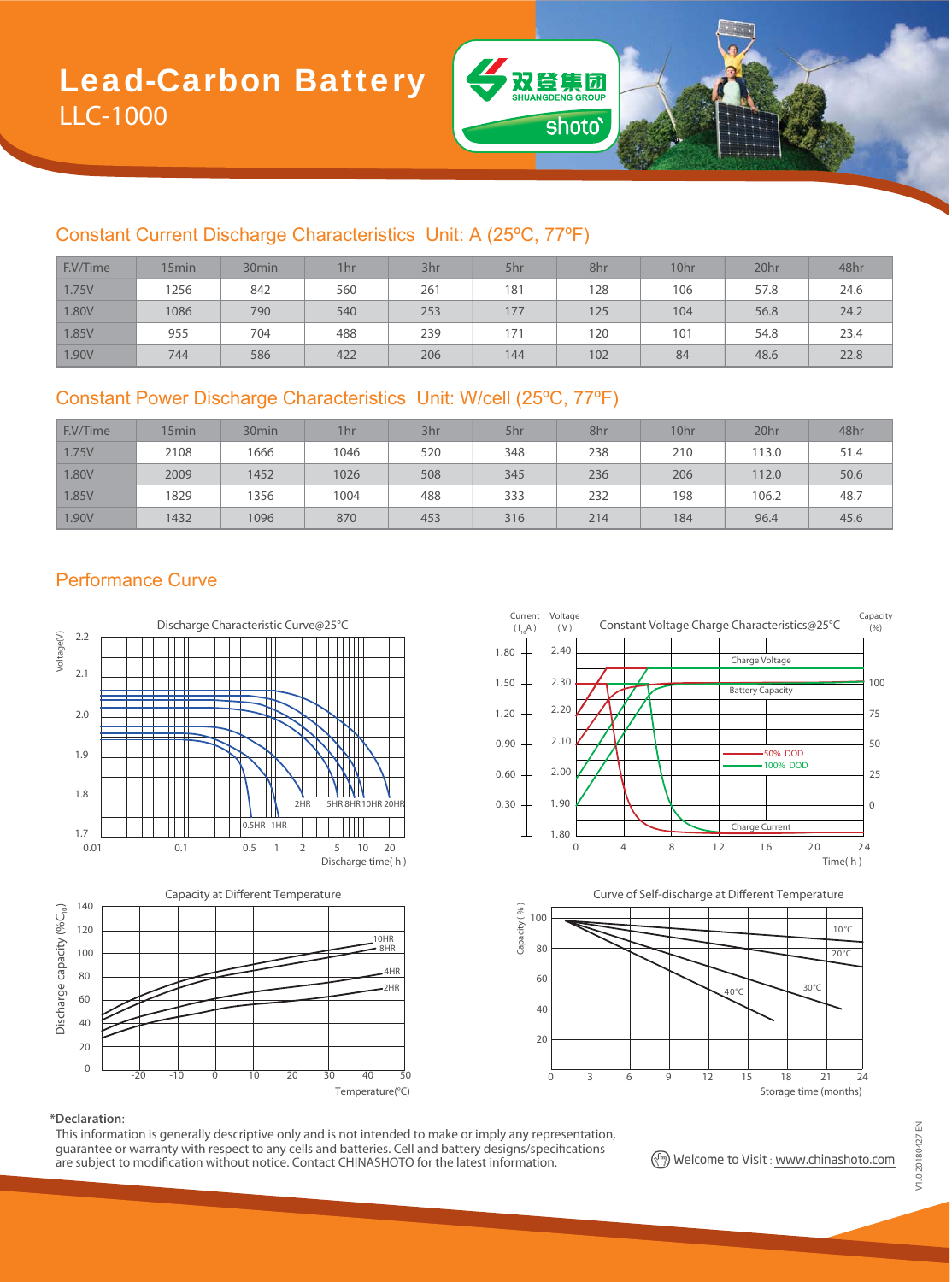# Lead-Carbon Battery

LLC-1000

双登集团 SHUANGDENG GROUP shoto

## Constant Current Discharge Characteristics Unit: A (25ºC, 77ºF)

| F.V/Time | 15min | 30min | 1hr | 3hr | 5hr | 8hr | 10hr | 20hr | 48hr |
|---|---|---|---|---|---|---|---|---|---|
| 1.75V | 1256 | 842 | 560 | 261 | 181 | 128 | 106 | 57.8 | 24.6 |
| 1.80V | 1086 | 790 | 540 | 253 | 177 | 125 | 104 | 56.8 | 24.2 |
| 1.85V | 955 | 704 | 488 | 239 | 171 | 120 | 101 | 54.8 | 23.4 |
| 1.90V | 744 | 586 | 422 | 206 | 144 | 102 | 84 | 48.6 | 22.8 |

## Constant Power Discharge Characteristics Unit: W/cell (25ºC, 77ºF)

| F.V/Time | 15min | 30min | 1hr | 3hr | 5hr | 8hr | 10hr | 20hr | 48hr |
|---|---|---|---|---|---|---|---|---|---|
| 1.75V | 2108 | 1666 | 1046 | 520 | 348 | 238 | 210 | 113.0 | 51.4 |
| 1.80V | 2009 | 1452 | 1026 | 508 | 345 | 236 | 206 | 112.0 | 50.6 |
| 1.85V | 1829 | 1356 | 1004 | 488 | 333 | 232 | 198 | 106.2 | 48.7 |
| 1.90V | 1432 | 1096 | 870 | 453 | 316 | 214 | 184 | 96.4 | 45.6 |

## Performance Curve

Discharge Characteristic Curve@25°C

Voltage(V)
2.2
2.1
2.0
1.9
1.8
1.7
0.5HR 1HR 2HR 5HR 8HR 10HR 20HR
0.01 0.1 0.5 1 2 5 10 20
Discharge time( h )

Constant Voltage Charge Characteristics@25°C

Current ($I_{10}$A) 1.80 1.50 1.20 0.90 0.60 0.30
Voltage (V) 2.40 2.30 2.20 2.10 2.00 1.90 1.80
Capacity (%) 100 75 50 25 0
Charge Voltage
Battery Capacity
50% DOD
100% DOD
Charge Current
0 4 8 12 16 20 24
Time( h )

Capacity at Different Temperature

Discharge capacity (%$C_{10}$)
140 120 100 80 60 40 20 0
10HR 8HR 4HR 2HR
-20 -10 0 10 20 30 40 50
Temperature(°C)

Curve of Self-discharge at Different Temperature

Capacity ( % )
100 80 60 40 20
10°C 20°C 30°C 40°C
0 3 6 9 12 15 18 21 24
Storage time (months)

**\*Declaration:**

This information is generally descriptive only and is not intended to make or imply any representation, guarantee or warranty with respect to any cells and batteries. Cell and battery designs/specifications are subject to modification without notice. Contact CHINASHOTO for the latest information.

Welcome to Visit : www.chinashoto.com

V1.0 20180427 EN